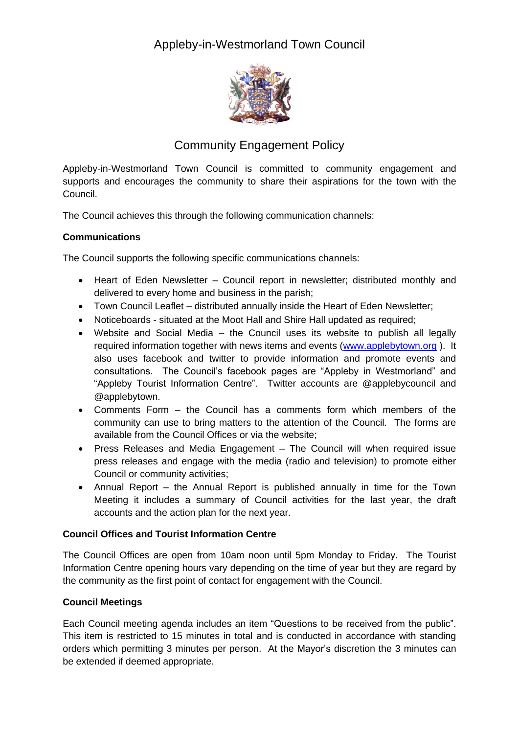# Appleby-in-Westmorland Town Council

## Community Engagement Policy

Appleby-in-Westmorland Town Council is committed to community engagement and supports and encourages the community to share their aspirations for the town with the Council.

The Council achieves this through the following communication channels:

**Communications**

The Council supports the following specific communications channels:

- Heart of Eden Newsletter – Council report in newsletter; distributed monthly and delivered to every home and business in the parish;
- Town Council Leaflet – distributed annually inside the Heart of Eden Newsletter;
- Noticeboards - situated at the Moot Hall and Shire Hall updated as required;
- Website and Social Media – the Council uses its website to publish all legally required information together with news items and events (www.applebytown.org ). It also uses facebook and twitter to provide information and promote events and consultations. The Council's facebook pages are "Appleby in Westmorland" and "Appleby Tourist Information Centre". Twitter accounts are @applebycouncil and @applebytown.
- Comments Form – the Council has a comments form which members of the community can use to bring matters to the attention of the Council. The forms are available from the Council Offices or via the website;
- Press Releases and Media Engagement – The Council will when required issue press releases and engage with the media (radio and television) to promote either Council or community activities;
- Annual Report – the Annual Report is published annually in time for the Town Meeting it includes a summary of Council activities for the last year, the draft accounts and the action plan for the next year.

**Council Offices and Tourist Information Centre**

The Council Offices are open from 10am noon until 5pm Monday to Friday. The Tourist Information Centre opening hours vary depending on the time of year but they are regard by the community as the first point of contact for engagement with the Council.

**Council Meetings**

Each Council meeting agenda includes an item "Questions to be received from the public". This item is restricted to 15 minutes in total and is conducted in accordance with standing orders which permitting 3 minutes per person. At the Mayor's discretion the 3 minutes can be extended if deemed appropriate.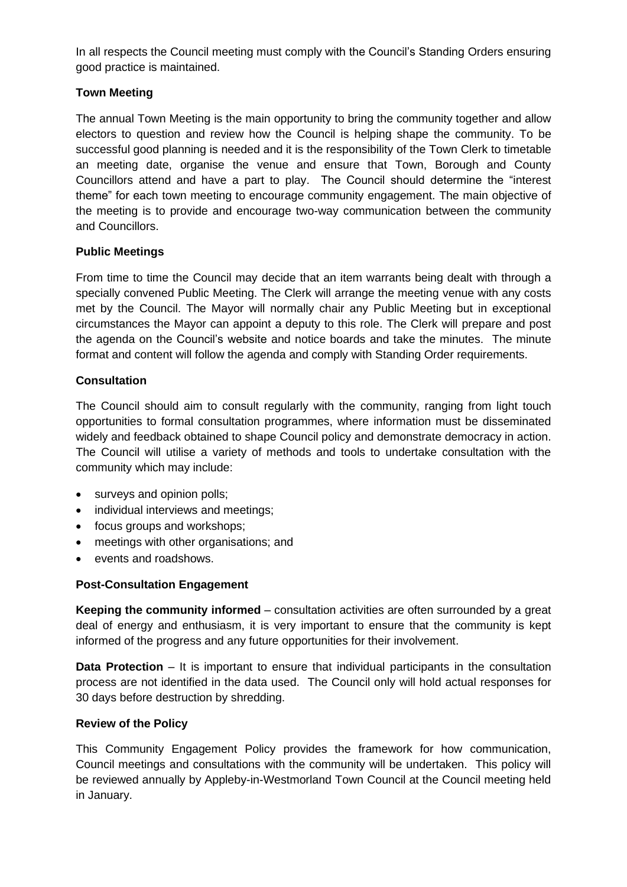In all respects the Council meeting must comply with the Council's Standing Orders ensuring good practice is maintained.

**Town Meeting**

The annual Town Meeting is the main opportunity to bring the community together and allow electors to question and review how the Council is helping shape the community. To be successful good planning is needed and it is the responsibility of the Town Clerk to timetable an meeting date, organise the venue and ensure that Town, Borough and County Councillors attend and have a part to play. The Council should determine the "interest theme" for each town meeting to encourage community engagement. The main objective of the meeting is to provide and encourage two-way communication between the community and Councillors.

**Public Meetings**

From time to time the Council may decide that an item warrants being dealt with through a specially convened Public Meeting. The Clerk will arrange the meeting venue with any costs met by the Council. The Mayor will normally chair any Public Meeting but in exceptional circumstances the Mayor can appoint a deputy to this role. The Clerk will prepare and post the agenda on the Council's website and notice boards and take the minutes. The minute format and content will follow the agenda and comply with Standing Order requirements.

**Consultation**

The Council should aim to consult regularly with the community, ranging from light touch opportunities to formal consultation programmes, where information must be disseminated widely and feedback obtained to shape Council policy and demonstrate democracy in action. The Council will utilise a variety of methods and tools to undertake consultation with the community which may include:

- surveys and opinion polls;
- individual interviews and meetings;
- focus groups and workshops;
- meetings with other organisations; and
- events and roadshows.

**Post-Consultation Engagement**

**Keeping the community informed** – consultation activities are often surrounded by a great deal of energy and enthusiasm, it is very important to ensure that the community is kept informed of the progress and any future opportunities for their involvement.

**Data Protection** – It is important to ensure that individual participants in the consultation process are not identified in the data used. The Council only will hold actual responses for 30 days before destruction by shredding.

**Review of the Policy**

This Community Engagement Policy provides the framework for how communication, Council meetings and consultations with the community will be undertaken. This policy will be reviewed annually by Appleby-in-Westmorland Town Council at the Council meeting held in January.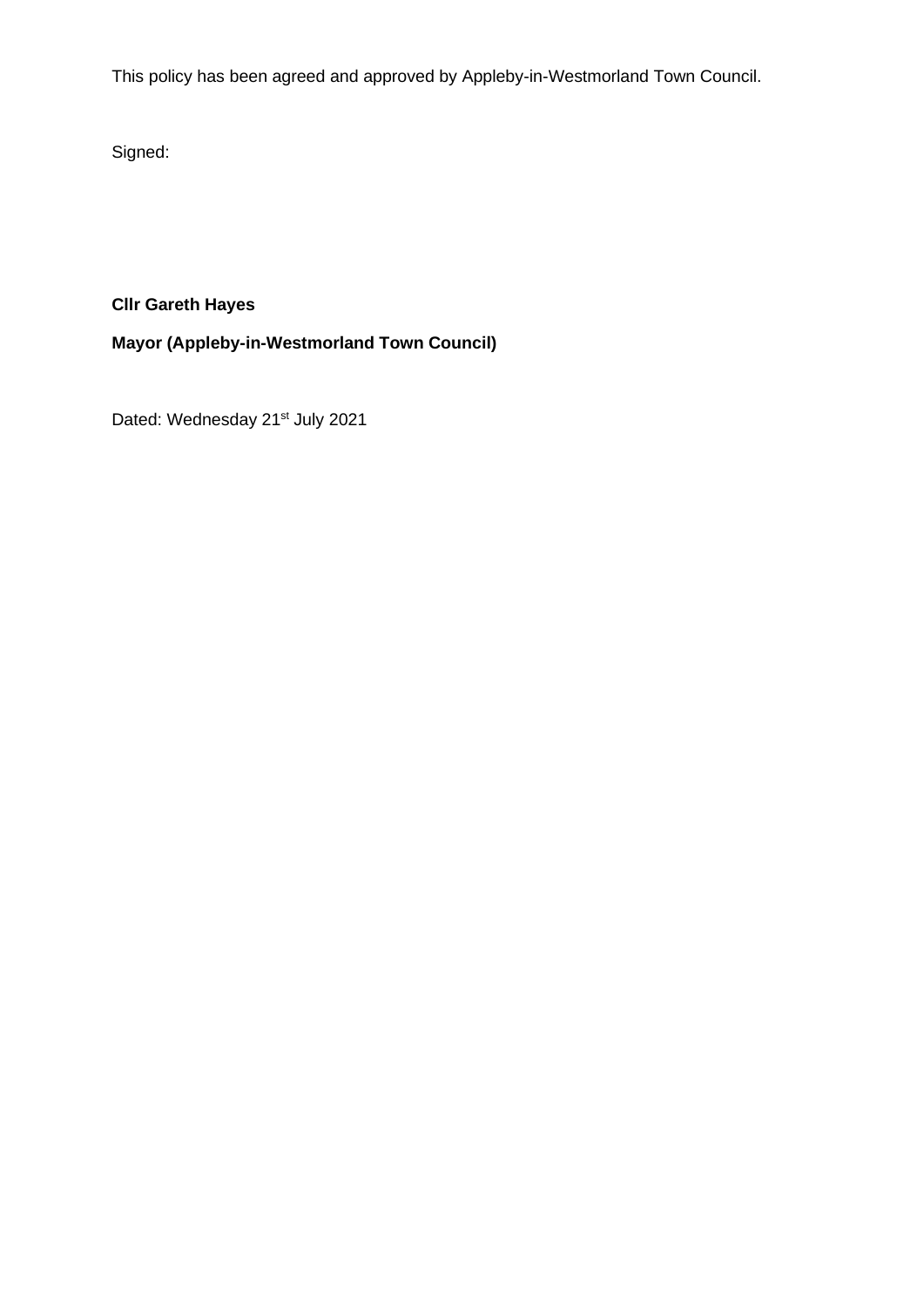This policy has been agreed and approved by Appleby-in-Westmorland Town Council.

Signed:

**Cllr Gareth Hayes**

**Mayor (Appleby-in-Westmorland Town Council)**

Dated: Wednesday 21st July 2021